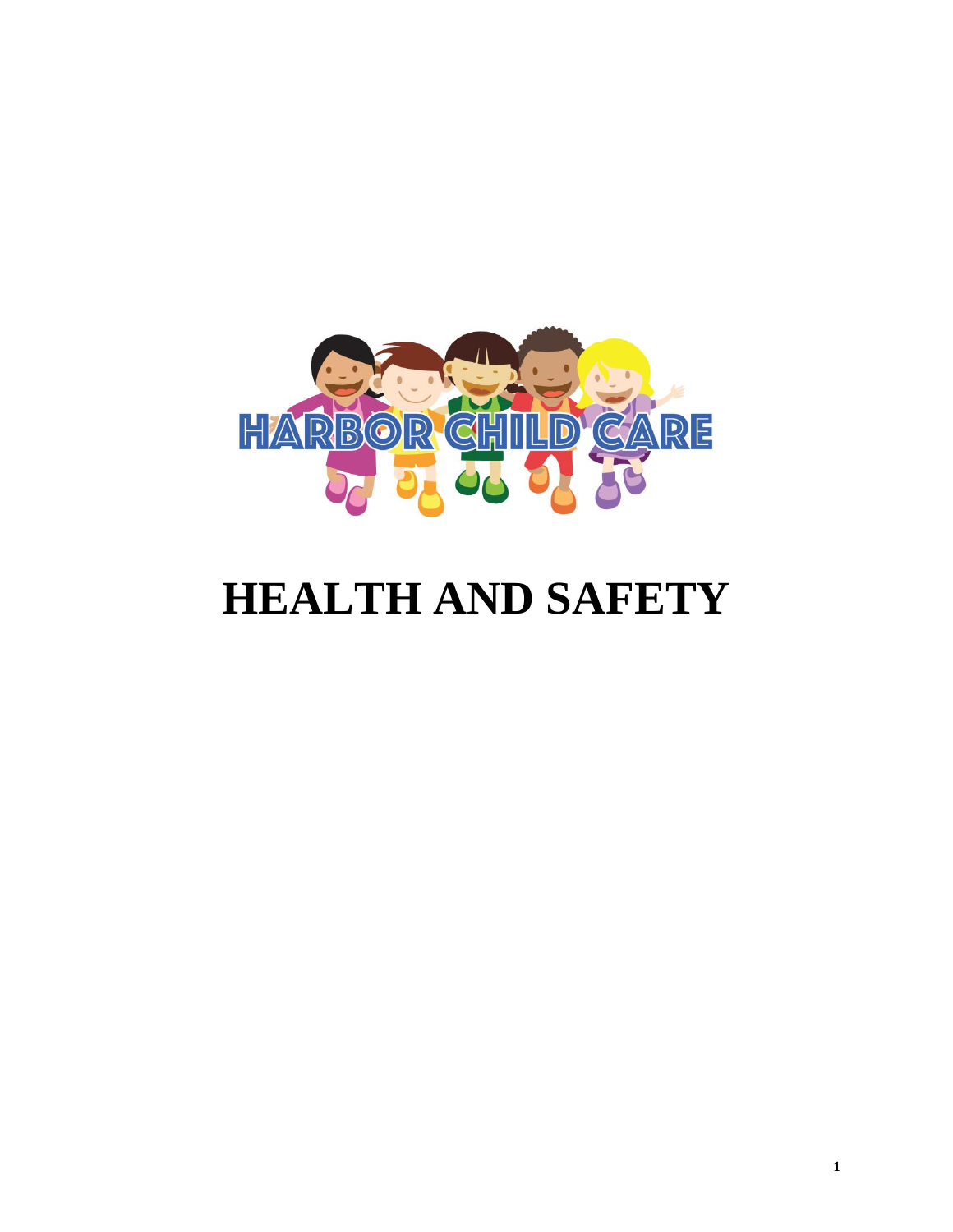HARBOR CHILD CARE

# HEALTH AND SAFETY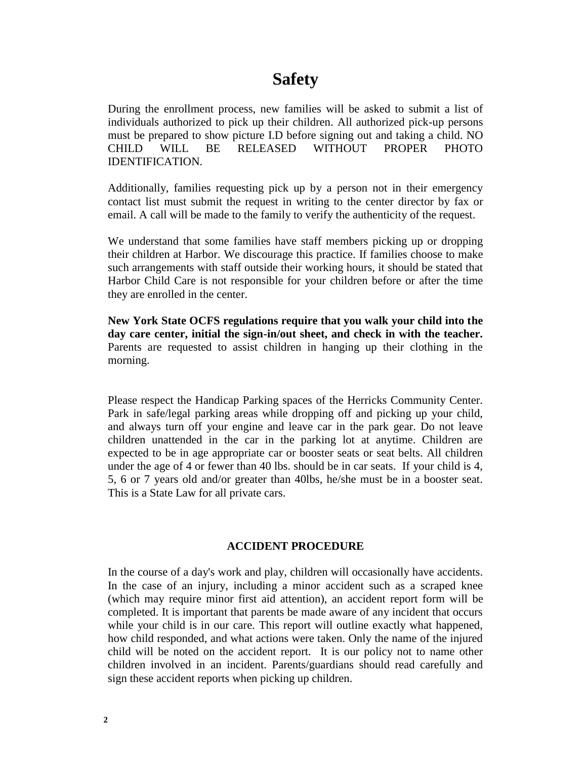# Safety

During the enrollment process, new families will be asked to submit a list of individuals authorized to pick up their children. All authorized pick-up persons must be prepared to show picture I.D before signing out and taking a child. NO CHILD WILL BE RELEASED WITHOUT PROPER PHOTO IDENTIFICATION.

Additionally, families requesting pick up by a person not in their emergency contact list must submit the request in writing to the center director by fax or email. A call will be made to the family to verify the authenticity of the request.

We understand that some families have staff members picking up or dropping their children at Harbor. We discourage this practice. If families choose to make such arrangements with staff outside their working hours, it should be stated that Harbor Child Care is not responsible for your children before or after the time they are enrolled in the center.

**New York State OCFS regulations require that you walk your child into the day care center, initial the sign-in/out sheet, and check in with the teacher.** Parents are requested to assist children in hanging up their clothing in the morning.

Please respect the Handicap Parking spaces of the Herricks Community Center. Park in safe/legal parking areas while dropping off and picking up your child, and always turn off your engine and leave car in the park gear. Do not leave children unattended in the car in the parking lot at anytime. Children are expected to be in age appropriate car or booster seats or seat belts. All children under the age of 4 or fewer than 40 lbs. should be in car seats. If your child is 4, 5, 6 or 7 years old and/or greater than 40lbs, he/she must be in a booster seat. This is a State Law for all private cars.

### ACCIDENT PROCEDURE

In the course of a day's work and play, children will occasionally have accidents. In the case of an injury, including a minor accident such as a scraped knee (which may require minor first aid attention), an accident report form will be completed. It is important that parents be made aware of any incident that occurs while your child is in our care. This report will outline exactly what happened, how child responded, and what actions were taken. Only the name of the injured child will be noted on the accident report. It is our policy not to name other children involved in an incident. Parents/guardians should read carefully and sign these accident reports when picking up children.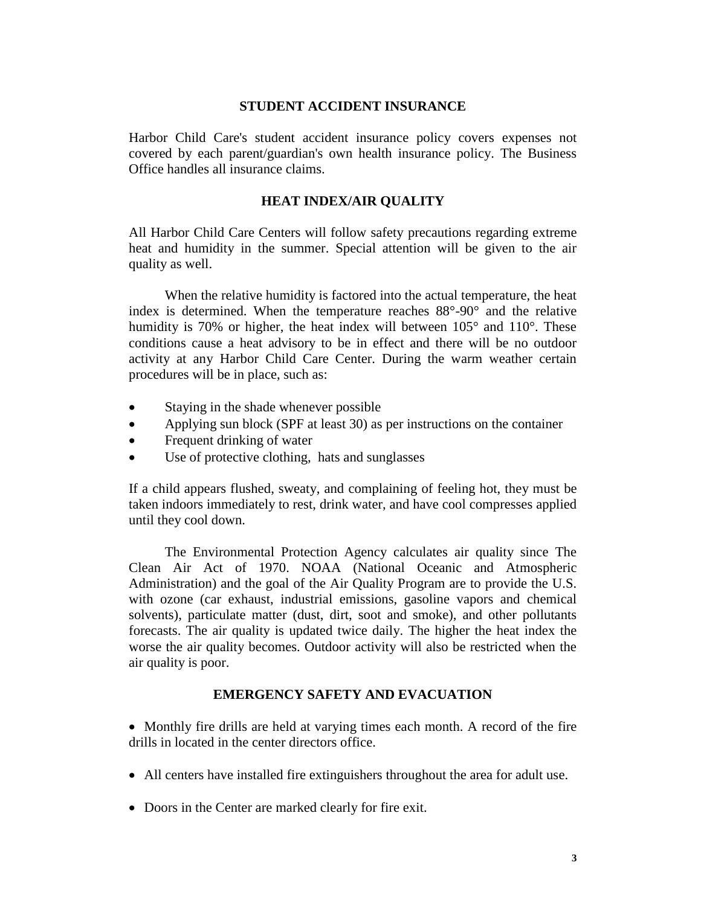## STUDENT ACCIDENT INSURANCE

Harbor Child Care's student accident insurance policy covers expenses not covered by each parent/guardian's own health insurance policy. The Business Office handles all insurance claims.

## HEAT INDEX/AIR QUALITY

All Harbor Child Care Centers will follow safety precautions regarding extreme heat and humidity in the summer. Special attention will be given to the air quality as well.

When the relative humidity is factored into the actual temperature, the heat index is determined. When the temperature reaches 88°-90° and the relative humidity is 70% or higher, the heat index will between 105° and 110°. These conditions cause a heat advisory to be in effect and there will be no outdoor activity at any Harbor Child Care Center. During the warm weather certain procedures will be in place, such as:

- Staying in the shade whenever possible
- Applying sun block (SPF at least 30) as per instructions on the container
- Frequent drinking of water
- Use of protective clothing, hats and sunglasses

If a child appears flushed, sweaty, and complaining of feeling hot, they must be taken indoors immediately to rest, drink water, and have cool compresses applied until they cool down.

The Environmental Protection Agency calculates air quality since The Clean Air Act of 1970. NOAA (National Oceanic and Atmospheric Administration) and the goal of the Air Quality Program are to provide the U.S. with ozone (car exhaust, industrial emissions, gasoline vapors and chemical solvents), particulate matter (dust, dirt, soot and smoke), and other pollutants forecasts. The air quality is updated twice daily. The higher the heat index the worse the air quality becomes. Outdoor activity will also be restricted when the air quality is poor.

## EMERGENCY SAFETY AND EVACUATION

- Monthly fire drills are held at varying times each month. A record of the fire drills in located in the center directors office.
- All centers have installed fire extinguishers throughout the area for adult use.
- Doors in the Center are marked clearly for fire exit.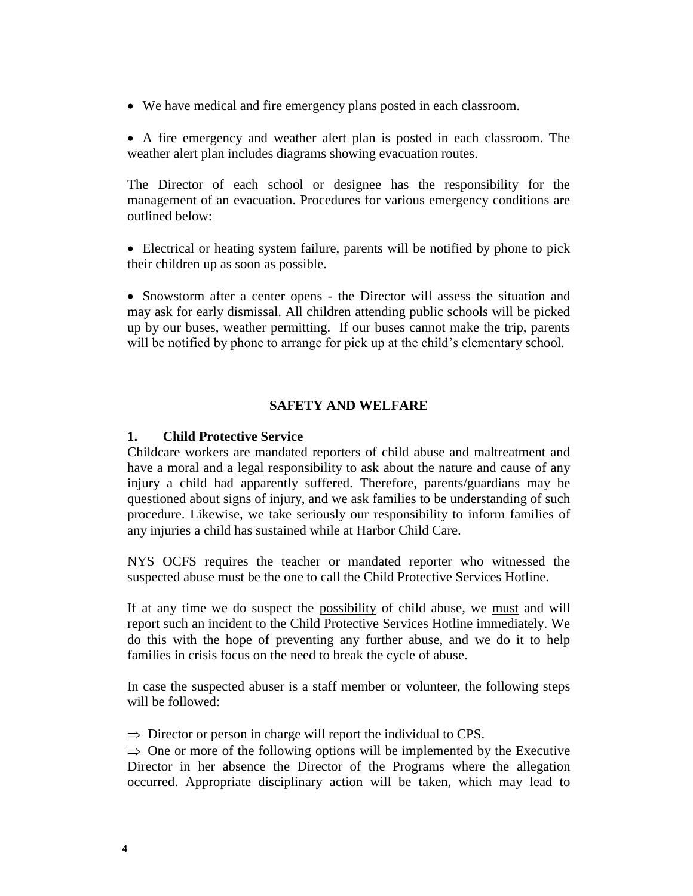- We have medical and fire emergency plans posted in each classroom.

- A fire emergency and weather alert plan is posted in each classroom. The weather alert plan includes diagrams showing evacuation routes.

The Director of each school or designee has the responsibility for the management of an evacuation. Procedures for various emergency conditions are outlined below:

- Electrical or heating system failure, parents will be notified by phone to pick their children up as soon as possible.

- Snowstorm after a center opens - the Director will assess the situation and may ask for early dismissal. All children attending public schools will be picked up by our buses, weather permitting. If our buses cannot make the trip, parents will be notified by phone to arrange for pick up at the child's elementary school.

## SAFETY AND WELFARE

### 1. Child Protective Service

Childcare workers are mandated reporters of child abuse and maltreatment and have a moral and a legal responsibility to ask about the nature and cause of any injury a child had apparently suffered. Therefore, parents/guardians may be questioned about signs of injury, and we ask families to be understanding of such procedure. Likewise, we take seriously our responsibility to inform families of any injuries a child has sustained while at Harbor Child Care.

NYS OCFS requires the teacher or mandated reporter who witnessed the suspected abuse must be the one to call the Child Protective Services Hotline.

If at any time we do suspect the possibility of child abuse, we must and will report such an incident to the Child Protective Services Hotline immediately. We do this with the hope of preventing any further abuse, and we do it to help families in crisis focus on the need to break the cycle of abuse.

In case the suspected abuser is a staff member or volunteer, the following steps will be followed:

⇒ Director or person in charge will report the individual to CPS.

⇒ One or more of the following options will be implemented by the Executive Director in her absence the Director of the Programs where the allegation occurred. Appropriate disciplinary action will be taken, which may lead to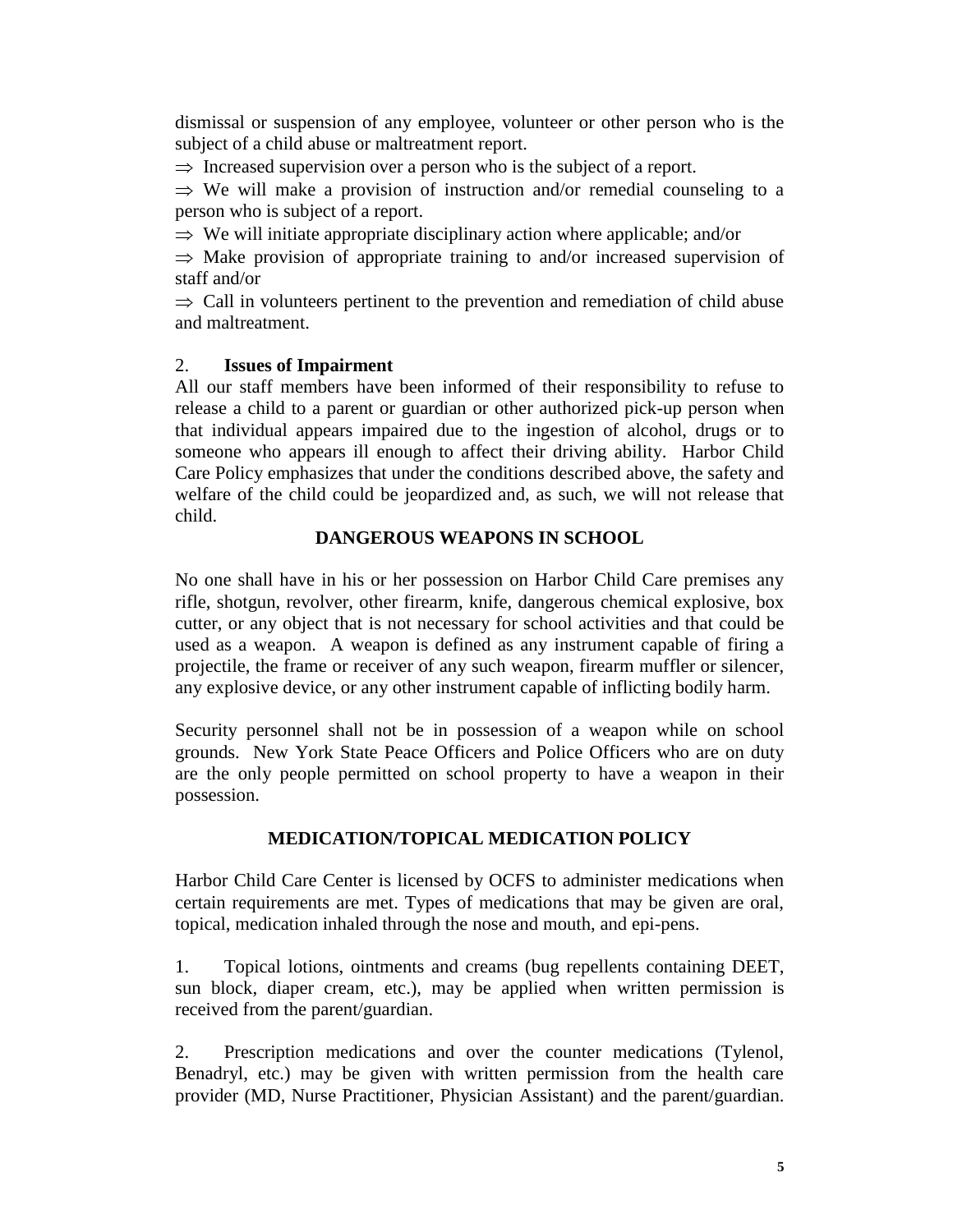dismissal or suspension of any employee, volunteer or other person who is the subject of a child abuse or maltreatment report.

⇒ Increased supervision over a person who is the subject of a report.

⇒ We will make a provision of instruction and/or remedial counseling to a person who is subject of a report.

⇒ We will initiate appropriate disciplinary action where applicable; and/or

⇒ Make provision of appropriate training to and/or increased supervision of staff and/or

⇒ Call in volunteers pertinent to the prevention and remediation of child abuse and maltreatment.

2. **Issues of Impairment**

All our staff members have been informed of their responsibility to refuse to release a child to a parent or guardian or other authorized pick-up person when that individual appears impaired due to the ingestion of alcohol, drugs or to someone who appears ill enough to affect their driving ability. Harbor Child Care Policy emphasizes that under the conditions described above, the safety and welfare of the child could be jeopardized and, as such, we will not release that child.

## DANGEROUS WEAPONS IN SCHOOL

No one shall have in his or her possession on Harbor Child Care premises any rifle, shotgun, revolver, other firearm, knife, dangerous chemical explosive, box cutter, or any object that is not necessary for school activities and that could be used as a weapon. A weapon is defined as any instrument capable of firing a projectile, the frame or receiver of any such weapon, firearm muffler or silencer, any explosive device, or any other instrument capable of inflicting bodily harm.

Security personnel shall not be in possession of a weapon while on school grounds. New York State Peace Officers and Police Officers who are on duty are the only people permitted on school property to have a weapon in their possession.

## MEDICATION/TOPICAL MEDICATION POLICY

Harbor Child Care Center is licensed by OCFS to administer medications when certain requirements are met. Types of medications that may be given are oral, topical, medication inhaled through the nose and mouth, and epi-pens.

1. Topical lotions, ointments and creams (bug repellents containing DEET, sun block, diaper cream, etc.), may be applied when written permission is received from the parent/guardian.

2. Prescription medications and over the counter medications (Tylenol, Benadryl, etc.) may be given with written permission from the health care provider (MD, Nurse Practitioner, Physician Assistant) and the parent/guardian.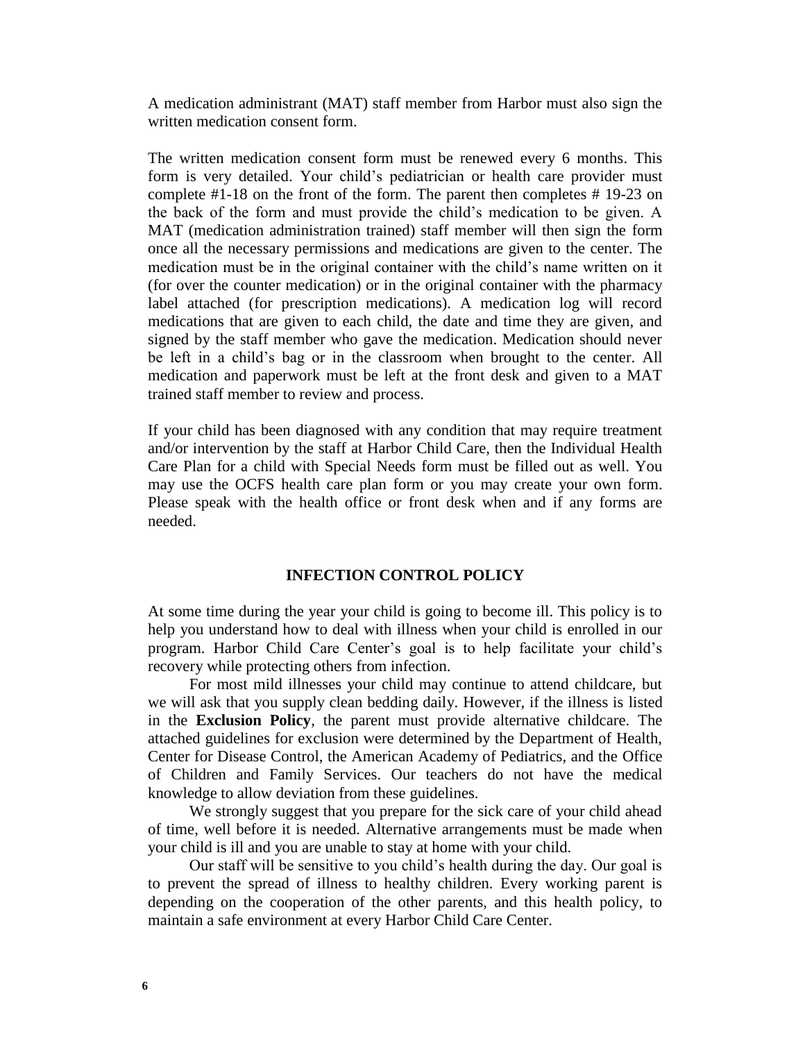A medication administrant (MAT) staff member from Harbor must also sign the written medication consent form.

The written medication consent form must be renewed every 6 months. This form is very detailed. Your child's pediatrician or health care provider must complete #1-18 on the front of the form. The parent then completes # 19-23 on the back of the form and must provide the child's medication to be given. A MAT (medication administration trained) staff member will then sign the form once all the necessary permissions and medications are given to the center. The medication must be in the original container with the child's name written on it (for over the counter medication) or in the original container with the pharmacy label attached (for prescription medications). A medication log will record medications that are given to each child, the date and time they are given, and signed by the staff member who gave the medication. Medication should never be left in a child's bag or in the classroom when brought to the center. All medication and paperwork must be left at the front desk and given to a MAT trained staff member to review and process.

If your child has been diagnosed with any condition that may require treatment and/or intervention by the staff at Harbor Child Care, then the Individual Health Care Plan for a child with Special Needs form must be filled out as well. You may use the OCFS health care plan form or you may create your own form. Please speak with the health office or front desk when and if any forms are needed.

## INFECTION CONTROL POLICY

At some time during the year your child is going to become ill. This policy is to help you understand how to deal with illness when your child is enrolled in our program. Harbor Child Care Center's goal is to help facilitate your child's recovery while protecting others from infection.

For most mild illnesses your child may continue to attend childcare, but we will ask that you supply clean bedding daily. However, if the illness is listed in the **Exclusion Policy**, the parent must provide alternative childcare. The attached guidelines for exclusion were determined by the Department of Health, Center for Disease Control, the American Academy of Pediatrics, and the Office of Children and Family Services. Our teachers do not have the medical knowledge to allow deviation from these guidelines.

We strongly suggest that you prepare for the sick care of your child ahead of time, well before it is needed. Alternative arrangements must be made when your child is ill and you are unable to stay at home with your child.

Our staff will be sensitive to you child's health during the day. Our goal is to prevent the spread of illness to healthy children. Every working parent is depending on the cooperation of the other parents, and this health policy, to maintain a safe environment at every Harbor Child Care Center.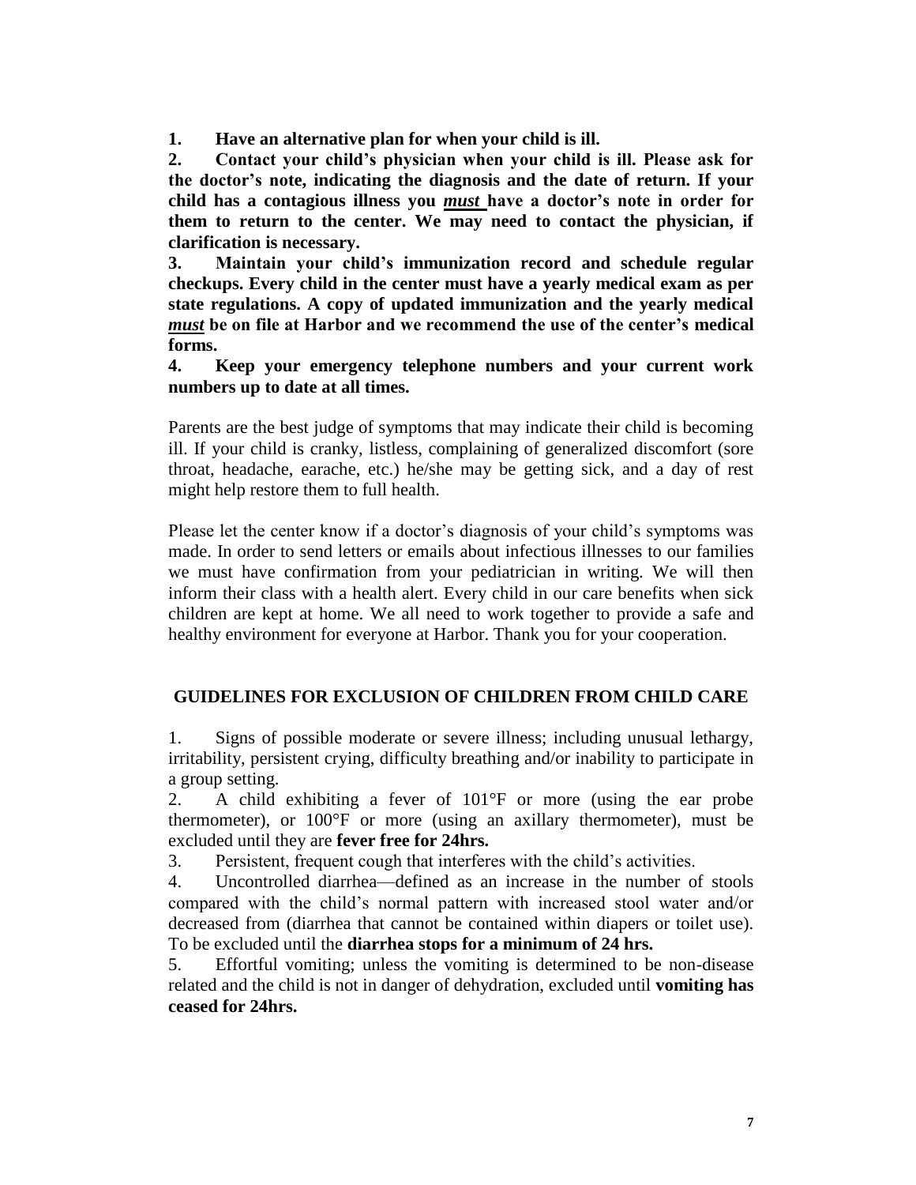1. **Have an alternative plan for when your child is ill.**
2. **Contact your child's physician when your child is ill. Please ask for the doctor's note, indicating the diagnosis and the date of return. If your child has a contagious illness you *must* have a doctor's note in order for them to return to the center. We may need to contact the physician, if clarification is necessary.**
3. **Maintain your child's immunization record and schedule regular checkups. Every child in the center must have a yearly medical exam as per state regulations. A copy of updated immunization and the yearly medical *must* be on file at Harbor and we recommend the use of the center's medical forms.**
4. **Keep your emergency telephone numbers and your current work numbers up to date at all times.**

Parents are the best judge of symptoms that may indicate their child is becoming ill. If your child is cranky, listless, complaining of generalized discomfort (sore throat, headache, earache, etc.) he/she may be getting sick, and a day of rest might help restore them to full health.

Please let the center know if a doctor's diagnosis of your child's symptoms was made. In order to send letters or emails about infectious illnesses to our families we must have confirmation from your pediatrician in writing. We will then inform their class with a health alert. Every child in our care benefits when sick children are kept at home. We all need to work together to provide a safe and healthy environment for everyone at Harbor. Thank you for your cooperation.

## GUIDELINES FOR EXCLUSION OF CHILDREN FROM CHILD CARE

1. Signs of possible moderate or severe illness; including unusual lethargy, irritability, persistent crying, difficulty breathing and/or inability to participate in a group setting.
2. A child exhibiting a fever of 101°F or more (using the ear probe thermometer), or 100°F or more (using an axillary thermometer), must be excluded until they are **fever free for 24hrs.**
3. Persistent, frequent cough that interferes with the child's activities.
4. Uncontrolled diarrhea—defined as an increase in the number of stools compared with the child's normal pattern with increased stool water and/or decreased from (diarrhea that cannot be contained within diapers or toilet use). To be excluded until the **diarrhea stops for a minimum of 24 hrs.**
5. Effortful vomiting; unless the vomiting is determined to be non-disease related and the child is not in danger of dehydration, excluded until **vomiting has ceased for 24hrs.**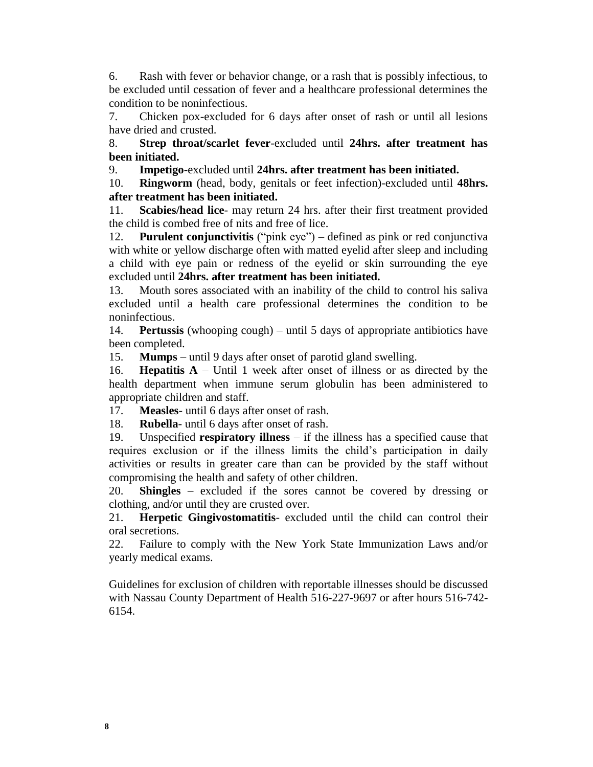6. Rash with fever or behavior change, or a rash that is possibly infectious, to be excluded until cessation of fever and a healthcare professional determines the condition to be noninfectious.
7. Chicken pox-excluded for 6 days after onset of rash or until all lesions have dried and crusted.
8. **Strep throat/scarlet fever**-excluded until **24hrs. after treatment has been initiated.**
9. **Impetigo**-excluded until **24hrs. after treatment has been initiated.**
10. **Ringworm** (head, body, genitals or feet infection)-excluded until **48hrs. after treatment has been initiated.**
11. **Scabies/head lice**- may return 24 hrs. after their first treatment provided the child is combed free of nits and free of lice.
12. **Purulent conjunctivitis** ("pink eye") – defined as pink or red conjunctiva with white or yellow discharge often with matted eyelid after sleep and including a child with eye pain or redness of the eyelid or skin surrounding the eye excluded until **24hrs. after treatment has been initiated.**
13. Mouth sores associated with an inability of the child to control his saliva excluded until a health care professional determines the condition to be noninfectious.
14. **Pertussis** (whooping cough) – until 5 days of appropriate antibiotics have been completed.
15. **Mumps** – until 9 days after onset of parotid gland swelling.
16. **Hepatitis A** – Until 1 week after onset of illness or as directed by the health department when immune serum globulin has been administered to appropriate children and staff.
17. **Measles**- until 6 days after onset of rash.
18. **Rubella**- until 6 days after onset of rash.
19. Unspecified **respiratory illness** – if the illness has a specified cause that requires exclusion or if the illness limits the child's participation in daily activities or results in greater care than can be provided by the staff without compromising the health and safety of other children.
20. **Shingles** – excluded if the sores cannot be covered by dressing or clothing, and/or until they are crusted over.
21. **Herpetic Gingivostomatitis**- excluded until the child can control their oral secretions.
22. Failure to comply with the New York State Immunization Laws and/or yearly medical exams.

Guidelines for exclusion of children with reportable illnesses should be discussed with Nassau County Department of Health 516-227-9697 or after hours 516-742-6154.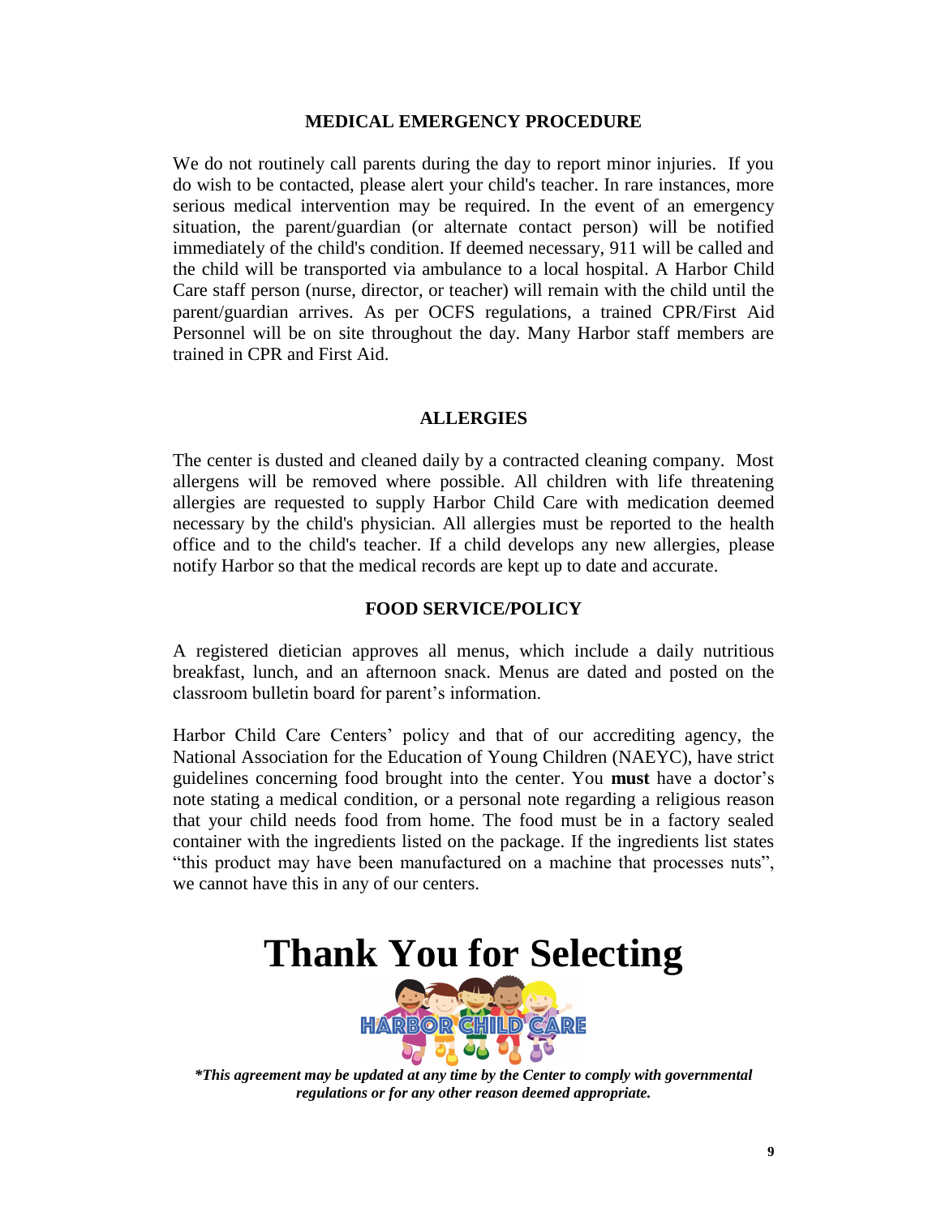## MEDICAL EMERGENCY PROCEDURE

We do not routinely call parents during the day to report minor injuries. If you do wish to be contacted, please alert your child's teacher. In rare instances, more serious medical intervention may be required. In the event of an emergency situation, the parent/guardian (or alternate contact person) will be notified immediately of the child's condition. If deemed necessary, 911 will be called and the child will be transported via ambulance to a local hospital. A Harbor Child Care staff person (nurse, director, or teacher) will remain with the child until the parent/guardian arrives. As per OCFS regulations, a trained CPR/First Aid Personnel will be on site throughout the day. Many Harbor staff members are trained in CPR and First Aid.

## ALLERGIES

The center is dusted and cleaned daily by a contracted cleaning company. Most allergens will be removed where possible. All children with life threatening allergies are requested to supply Harbor Child Care with medication deemed necessary by the child's physician. All allergies must be reported to the health office and to the child's teacher. If a child develops any new allergies, please notify Harbor so that the medical records are kept up to date and accurate.

## FOOD SERVICE/POLICY

A registered dietician approves all menus, which include a daily nutritious breakfast, lunch, and an afternoon snack. Menus are dated and posted on the classroom bulletin board for parent's information.

Harbor Child Care Centers' policy and that of our accrediting agency, the National Association for the Education of Young Children (NAEYC), have strict guidelines concerning food brought into the center. You **must** have a doctor's note stating a medical condition, or a personal note regarding a religious reason that your child needs food from home. The food must be in a factory sealed container with the ingredients listed on the package. If the ingredients list states "this product may have been manufactured on a machine that processes nuts", we cannot have this in any of our centers.

# Thank You for Selecting

HARBOR CHILD CARE

***This agreement may be updated at any time by the Center to comply with governmental regulations or for any other reason deemed appropriate.***